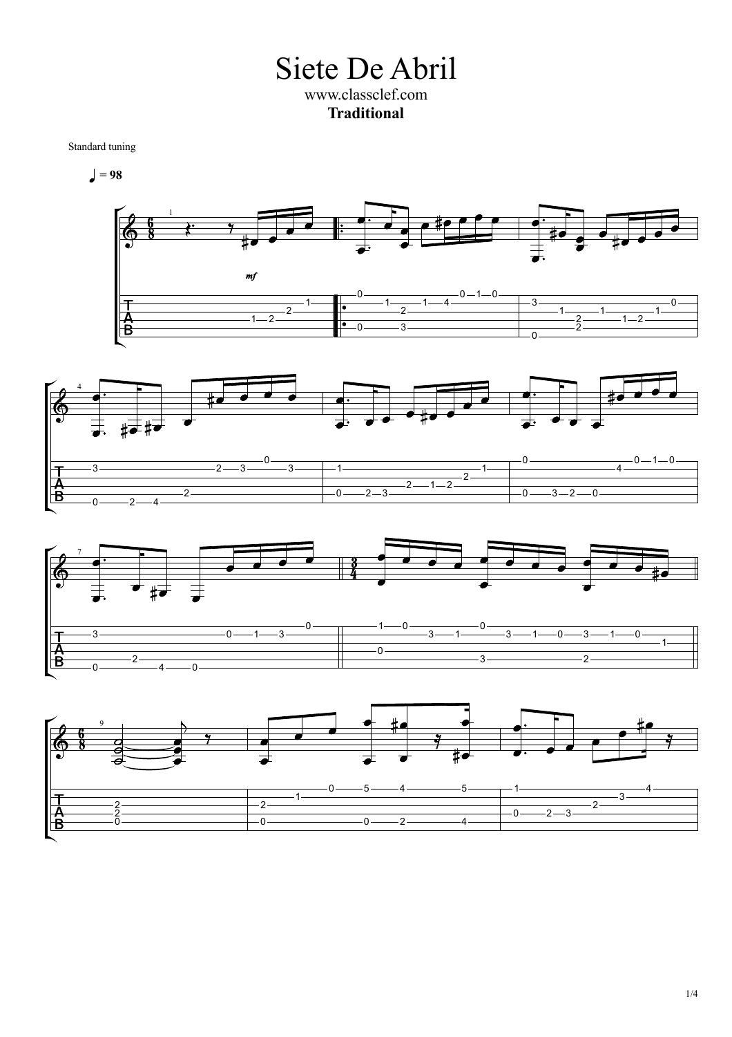# Siete De Abril

www.classclef.com

**Traditional**

Standard tuning

♩ = 98